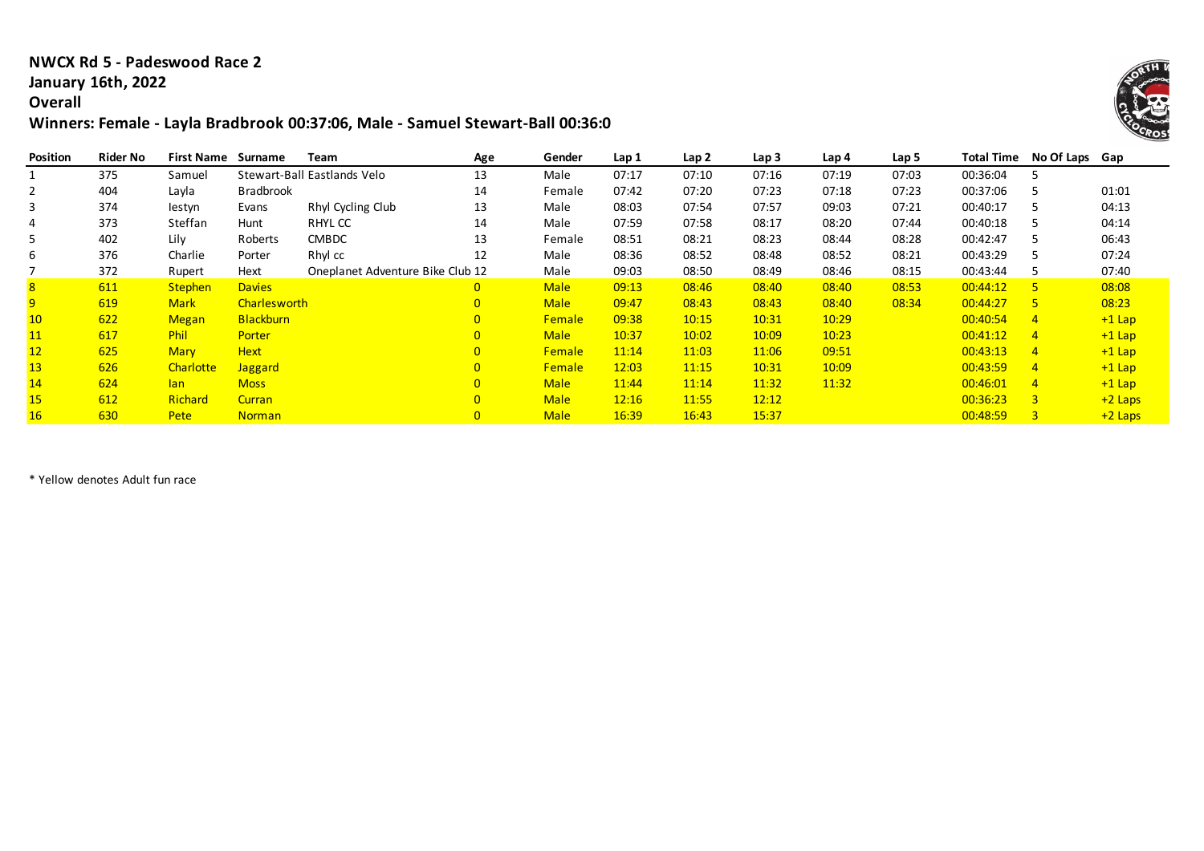**NWCX Rd 5 - Padeswood Race 2**

**January 16th, 2022**

**Overall**

**Winners: Female - Layla Bradbrook 00:37:06, Male - Samuel Stewart-Ball 00:36:0**

| Position | Rider No | First Name | Surname | Team | Age | Gender | Lap 1 | Lap 2 | Lap 3 | Lap 4 | Lap 5 | Total Time | No Of Laps | Gap |
|---|---|---|---|---|---|---|---|---|---|---|---|---|---|---|
| 1 | 375 | Samuel | Stewart-Ball | Eastlands Velo | 13 | Male | 07:17 | 07:10 | 07:16 | 07:19 | 07:03 | 00:36:04 | 5 | |
| 2 | 404 | Layla | Bradbrook | | 14 | Female | 07:42 | 07:20 | 07:23 | 07:18 | 07:23 | 00:37:06 | 5 | 01:01 |
| 3 | 374 | Iestyn | Evans | Rhyl Cycling Club | 13 | Male | 08:03 | 07:54 | 07:57 | 09:03 | 07:21 | 00:40:17 | 5 | 04:13 |
| 4 | 373 | Steffan | Hunt | RHYL CC | 14 | Male | 07:59 | 07:58 | 08:17 | 08:20 | 07:44 | 00:40:18 | 5 | 04:14 |
| 5 | 402 | Lily | Roberts | CMBDC | 13 | Female | 08:51 | 08:21 | 08:23 | 08:44 | 08:28 | 00:42:47 | 5 | 06:43 |
| 6 | 376 | Charlie | Porter | Rhyl cc | 12 | Male | 08:36 | 08:52 | 08:48 | 08:52 | 08:21 | 00:43:29 | 5 | 07:24 |
| 7 | 372 | Rupert | Hext | Oneplanet Adventure Bike Club | 12 | Male | 09:03 | 08:50 | 08:49 | 08:46 | 08:15 | 00:43:44 | 5 | 07:40 |
| 8 | 611 | Stephen | Davies | | 0 | Male | 09:13 | 08:46 | 08:40 | 08:40 | 08:53 | 00:44:12 | 5 | 08:08 |
| 9 | 619 | Mark | Charlesworth | | 0 | Male | 09:47 | 08:43 | 08:43 | 08:40 | 08:34 | 00:44:27 | 5 | 08:23 |
| 10 | 622 | Megan | Blackburn | | 0 | Female | 09:38 | 10:15 | 10:31 | 10:29 | | 00:40:54 | 4 | +1 Lap |
| 11 | 617 | Phil | Porter | | 0 | Male | 10:37 | 10:02 | 10:09 | 10:23 | | 00:41:12 | 4 | +1 Lap |
| 12 | 625 | Mary | Hext | | 0 | Female | 11:14 | 11:03 | 11:06 | 09:51 | | 00:43:13 | 4 | +1 Lap |
| 13 | 626 | Charlotte | Jaggard | | 0 | Female | 12:03 | 11:15 | 10:31 | 10:09 | | 00:43:59 | 4 | +1 Lap |
| 14 | 624 | Ian | Moss | | 0 | Male | 11:44 | 11:14 | 11:32 | 11:32 | | 00:46:01 | 4 | +1 Lap |
| 15 | 612 | Richard | Curran | | 0 | Male | 12:16 | 11:55 | 12:12 | | | 00:36:23 | 3 | +2 Laps |
| 16 | 630 | Pete | Norman | | 0 | Male | 16:39 | 16:43 | 15:37 | | | 00:48:59 | 3 | +2 Laps |

* Yellow denotes Adult fun race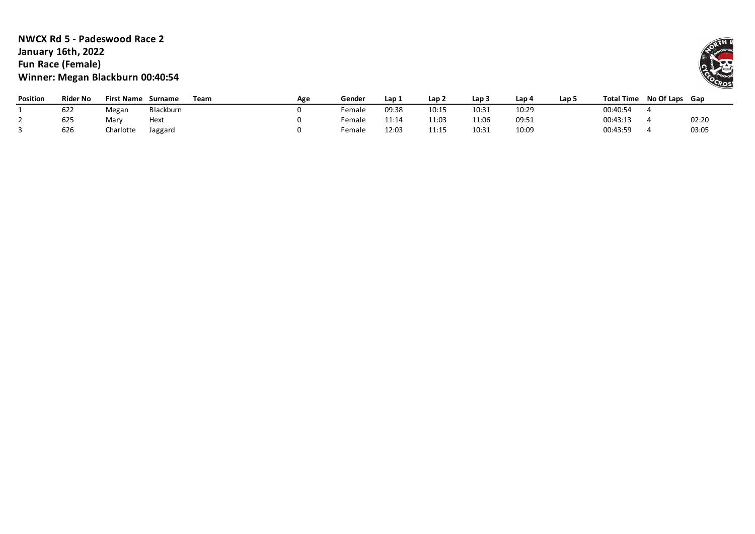**NWCX Rd 5 - Padeswood Race 2**
**January 16th, 2022**
**Fun Race (Female)**
**Winner: Megan Blackburn 00:40:54**

| Position | Rider No | First Name | Surname | Team | Age | Gender | Lap 1 | Lap 2 | Lap 3 | Lap 4 | Lap 5 | Total Time | No Of Laps | Gap |
|---|---|---|---|---|---|---|---|---|---|---|---|---|---|---|
| 1 | 622 | Megan | Blackburn | | 0 | Female | 09:38 | 10:15 | 10:31 | 10:29 | | 00:40:54 | 4 | |
| 2 | 625 | Mary | Hext | | 0 | Female | 11:14 | 11:03 | 11:06 | 09:51 | | 00:43:13 | 4 | 02:20 |
| 3 | 626 | Charlotte | Jaggard | | 0 | Female | 12:03 | 11:15 | 10:31 | 10:09 | | 00:43:59 | 4 | 03:05 |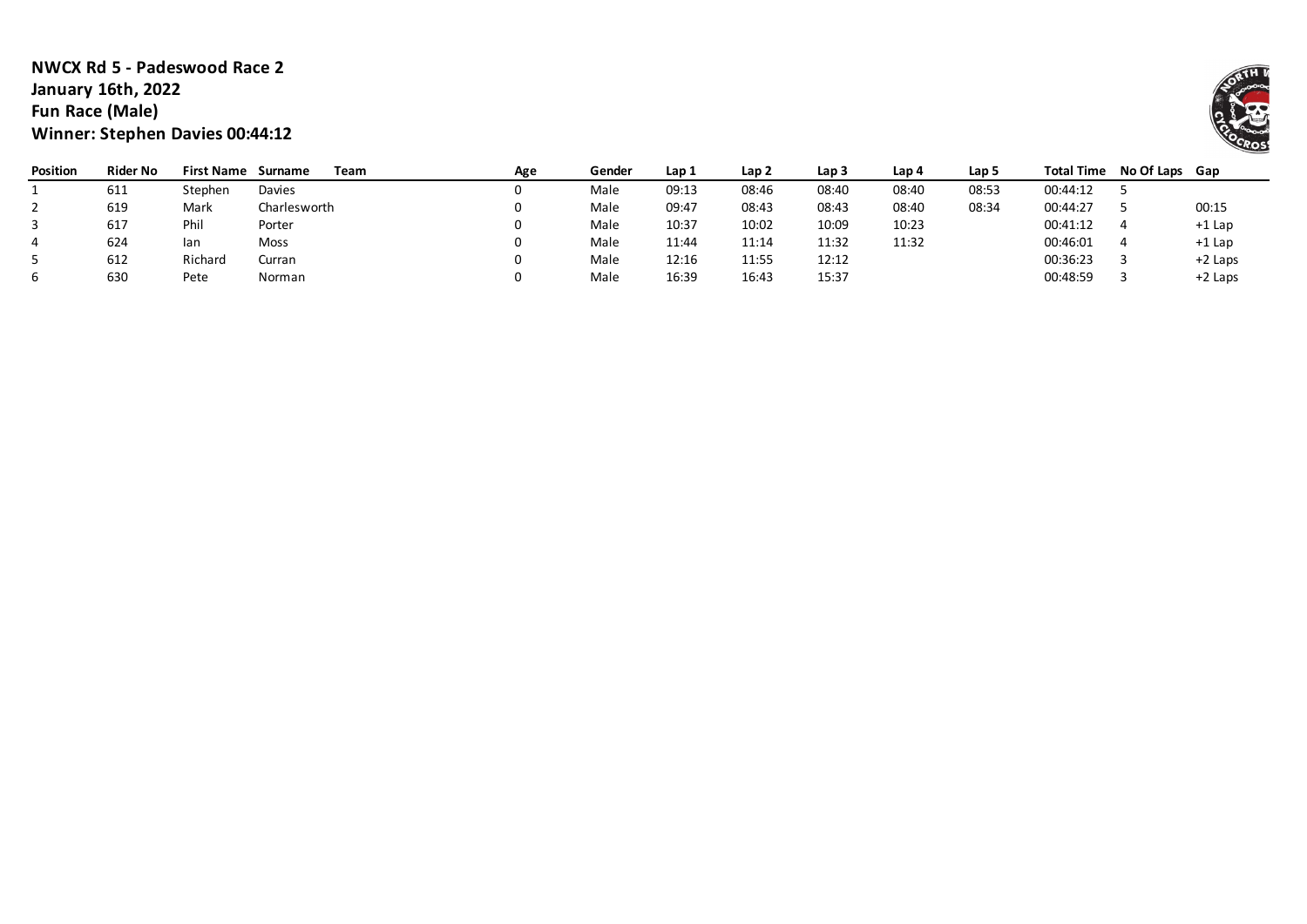**NWCX Rd 5 - Padeswood Race 2**
**January 16th, 2022**
**Fun Race (Male)**
**Winner: Stephen Davies 00:44:12**

| Position | Rider No | First Name | Surname | Team | Age | Gender | Lap 1 | Lap 2 | Lap 3 | Lap 4 | Lap 5 | Total Time | No Of Laps | Gap |
|---|---|---|---|---|---|---|---|---|---|---|---|---|---|---|
| 1 | 611 | Stephen | Davies | | 0 | Male | 09:13 | 08:46 | 08:40 | 08:40 | 08:53 | 00:44:12 | 5 | |
| 2 | 619 | Mark | Charlesworth | | 0 | Male | 09:47 | 08:43 | 08:43 | 08:40 | 08:34 | 00:44:27 | 5 | 00:15 |
| 3 | 617 | Phil | Porter | | 0 | Male | 10:37 | 10:02 | 10:09 | 10:23 | | 00:41:12 | 4 | +1 Lap |
| 4 | 624 | Ian | Moss | | 0 | Male | 11:44 | 11:14 | 11:32 | 11:32 | | 00:46:01 | 4 | +1 Lap |
| 5 | 612 | Richard | Curran | | 0 | Male | 12:16 | 11:55 | 12:12 | | | 00:36:23 | 3 | +2 Laps |
| 6 | 630 | Pete | Norman | | 0 | Male | 16:39 | 16:43 | 15:37 | | | 00:48:59 | 3 | +2 Laps |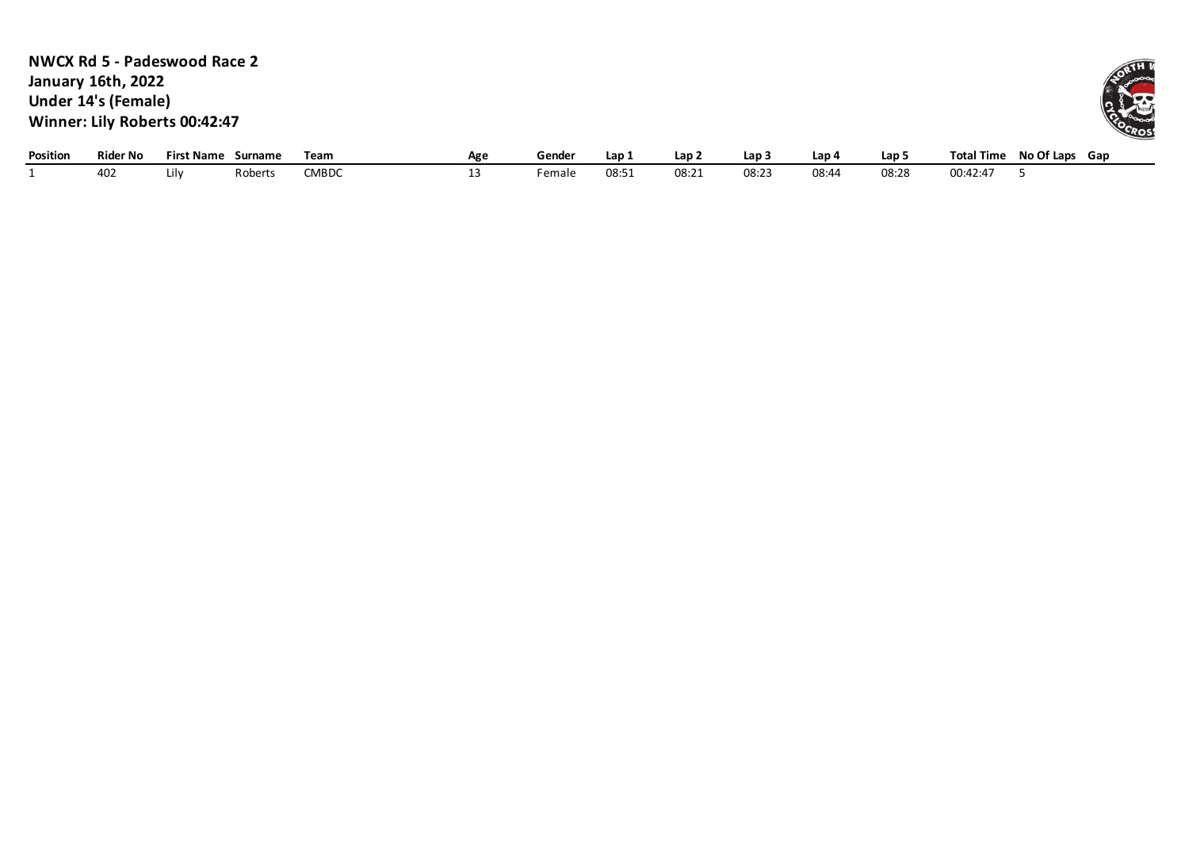**NWCX Rd 5 - Padeswood Race 2**
**January 16th, 2022**
**Under 14's (Female)**
**Winner: Lily Roberts 00:42:47**

| Position | Rider No | First Name | Surname | Team | Age | Gender | Lap 1 | Lap 2 | Lap 3 | Lap 4 | Lap 5 | Total Time | No Of Laps | Gap |
|---|---|---|---|---|---|---|---|---|---|---|---|---|---|---|
| 1 | 402 | Lily | Roberts | CMBDC | 13 | Female | 08:51 | 08:21 | 08:23 | 08:44 | 08:28 | 00:42:47 | 5 | |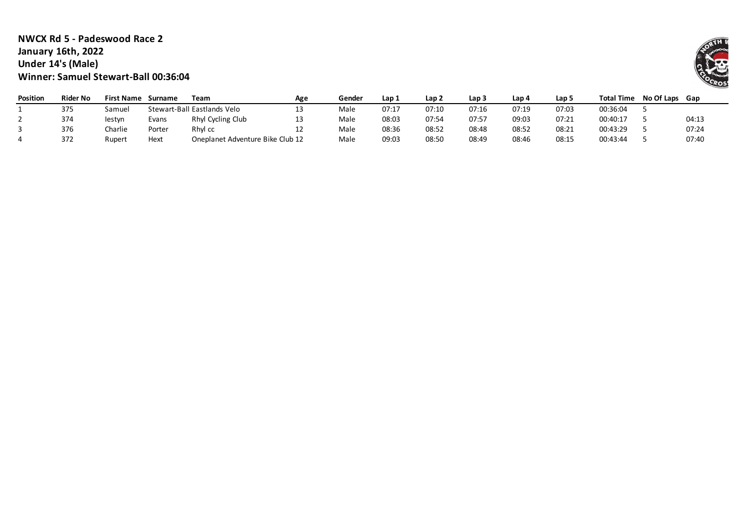**NWCX Rd 5 - Padeswood Race 2**
**January 16th, 2022**
**Under 14's (Male)**
**Winner: Samuel Stewart-Ball 00:36:04**

| Position | Rider No | First Name | Surname | Team | Age | Gender | Lap 1 | Lap 2 | Lap 3 | Lap 4 | Lap 5 | Total Time | No Of Laps | Gap |
|---|---|---|---|---|---|---|---|---|---|---|---|---|---|---|
| 1 | 375 | Samuel | Stewart-Ball | Eastlands Velo | 13 | Male | 07:17 | 07:10 | 07:16 | 07:19 | 07:03 | 00:36:04 | 5 | |
| 2 | 374 | Iestyn | Evans | Rhyl Cycling Club | 13 | Male | 08:03 | 07:54 | 07:57 | 09:03 | 07:21 | 00:40:17 | 5 | 04:13 |
| 3 | 376 | Charlie | Porter | Rhyl cc | 12 | Male | 08:36 | 08:52 | 08:48 | 08:52 | 08:21 | 00:43:29 | 5 | 07:24 |
| 4 | 372 | Rupert | Hext | Oneplanet Adventure Bike Club | 12 | Male | 09:03 | 08:50 | 08:49 | 08:46 | 08:15 | 00:43:44 | 5 | 07:40 |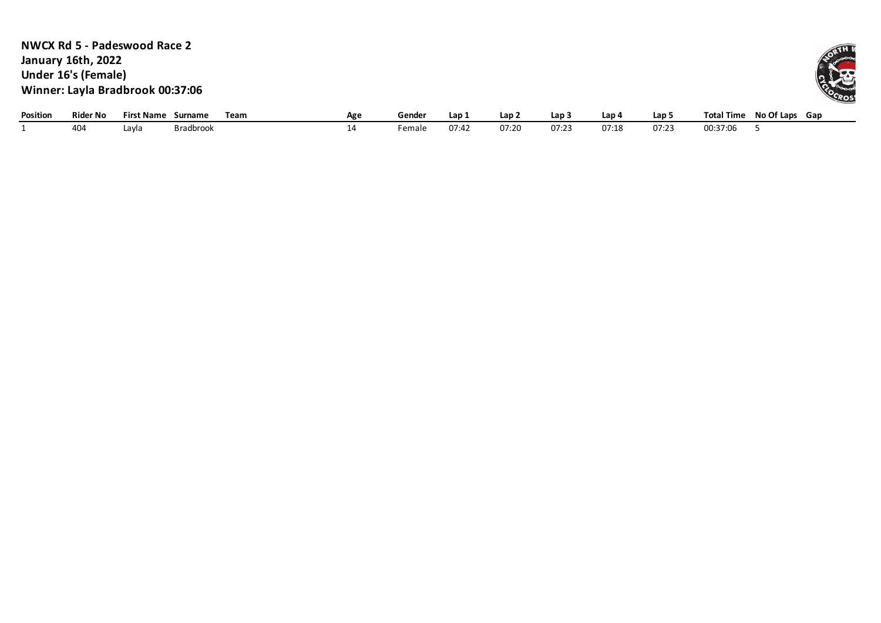**NWCX Rd 5 - Padeswood Race 2**
**January 16th, 2022**
**Under 16's (Female)**
**Winner: Layla Bradbrook 00:37:06**

| Position | Rider No | First Name | Surname | Team | Age | Gender | Lap 1 | Lap 2 | Lap 3 | Lap 4 | Lap 5 | Total Time | No Of Laps | Gap |
|---|---|---|---|---|---|---|---|---|---|---|---|---|---|---|
| 1 | 404 | Layla | Bradbrook | | 14 | Female | 07:42 | 07:20 | 07:23 | 07:18 | 07:23 | 00:37:06 | 5 | |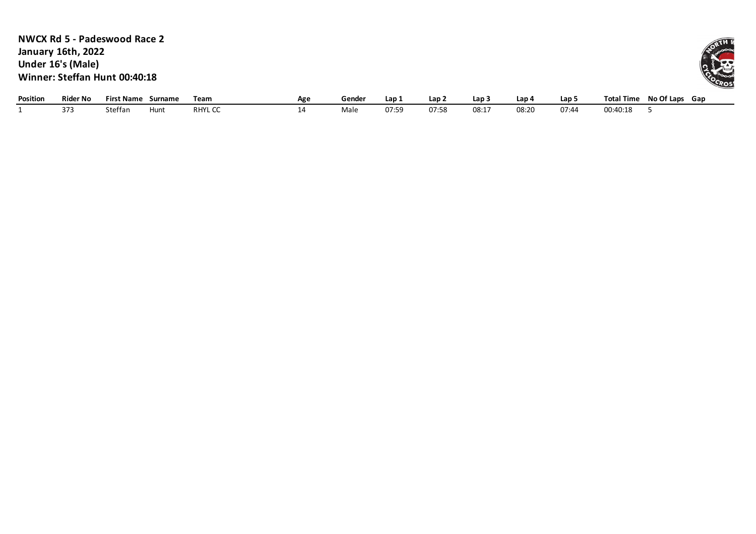**NWCX Rd 5 - Padeswood Race 2**
**January 16th, 2022**
**Under 16's (Male)**
**Winner: Steffan Hunt 00:40:18**

| Position | Rider No | First Name | Surname | Team | Age | Gender | Lap 1 | Lap 2 | Lap 3 | Lap 4 | Lap 5 | Total Time | No Of Laps | Gap |
|---|---|---|---|---|---|---|---|---|---|---|---|---|---|---|
| 1 | 373 | Steffan | Hunt | RHYL CC | 14 | Male | 07:59 | 07:58 | 08:17 | 08:20 | 07:44 | 00:40:18 | 5 | |